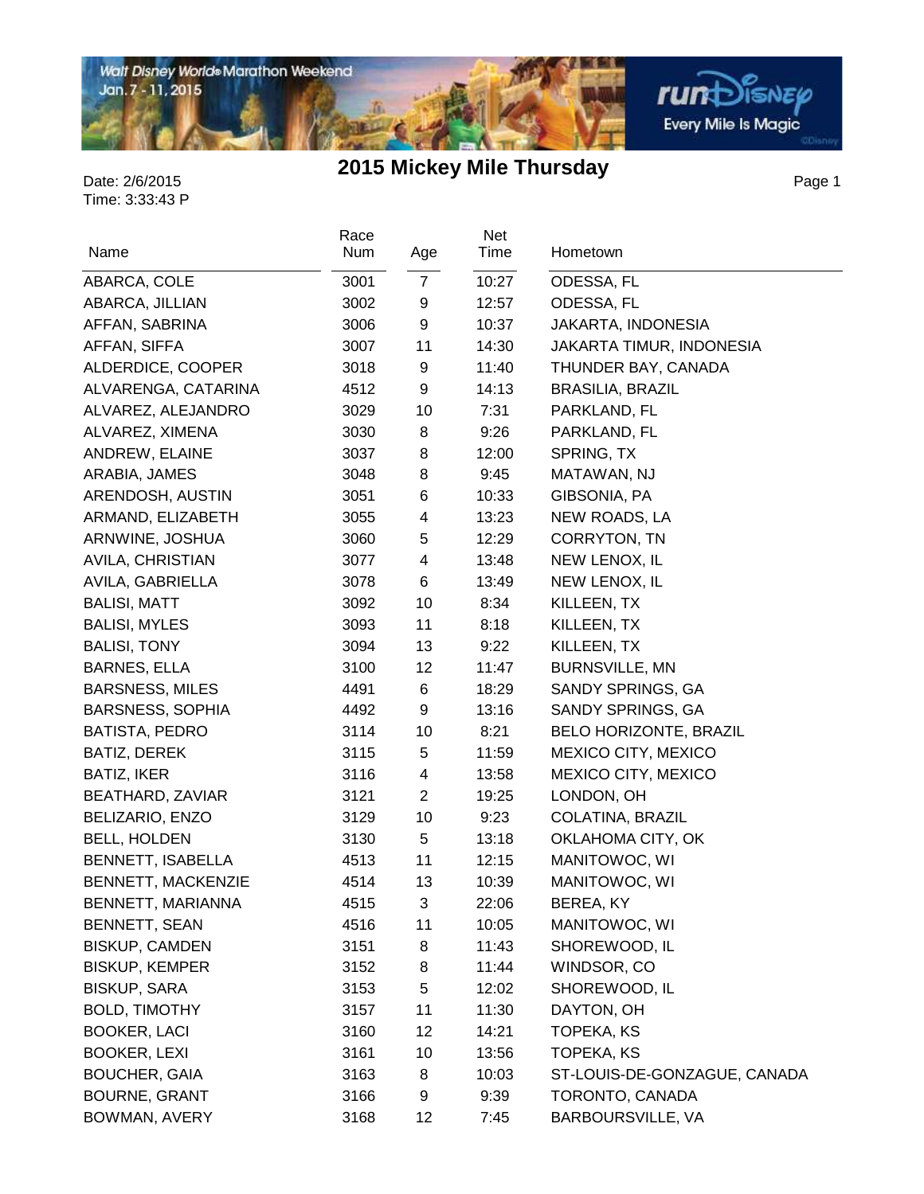# 2015 Mickey Mile Thursday

Date: 2/6/2015
Time: 3:33:43 P

| Name | Race Num | Age | Net Time | Hometown |
|---|---|---|---|---|
| ABARCA, COLE | 3001 | 7 | 10:27 | ODESSA, FL |
| ABARCA, JILLIAN | 3002 | 9 | 12:57 | ODESSA, FL |
| AFFAN, SABRINA | 3006 | 9 | 10:37 | JAKARTA, INDONESIA |
| AFFAN, SIFFA | 3007 | 11 | 14:30 | JAKARTA TIMUR, INDONESIA |
| ALDERDICE, COOPER | 3018 | 9 | 11:40 | THUNDER BAY, CANADA |
| ALVARENGA, CATARINA | 4512 | 9 | 14:13 | BRASILIA, BRAZIL |
| ALVAREZ, ALEJANDRO | 3029 | 10 | 7:31 | PARKLAND, FL |
| ALVAREZ, XIMENA | 3030 | 8 | 9:26 | PARKLAND, FL |
| ANDREW, ELAINE | 3037 | 8 | 12:00 | SPRING, TX |
| ARABIA, JAMES | 3048 | 8 | 9:45 | MATAWAN, NJ |
| ARENDOSH, AUSTIN | 3051 | 6 | 10:33 | GIBSONIA, PA |
| ARMAND, ELIZABETH | 3055 | 4 | 13:23 | NEW ROADS, LA |
| ARNWINE, JOSHUA | 3060 | 5 | 12:29 | CORRYTON, TN |
| AVILA, CHRISTIAN | 3077 | 4 | 13:48 | NEW LENOX, IL |
| AVILA, GABRIELLA | 3078 | 6 | 13:49 | NEW LENOX, IL |
| BALISI, MATT | 3092 | 10 | 8:34 | KILLEEN, TX |
| BALISI, MYLES | 3093 | 11 | 8:18 | KILLEEN, TX |
| BALISI, TONY | 3094 | 13 | 9:22 | KILLEEN, TX |
| BARNES, ELLA | 3100 | 12 | 11:47 | BURNSVILLE, MN |
| BARSNESS, MILES | 4491 | 6 | 18:29 | SANDY SPRINGS, GA |
| BARSNESS, SOPHIA | 4492 | 9 | 13:16 | SANDY SPRINGS, GA |
| BATISTA, PEDRO | 3114 | 10 | 8:21 | BELO HORIZONTE, BRAZIL |
| BATIZ, DEREK | 3115 | 5 | 11:59 | MEXICO CITY, MEXICO |
| BATIZ, IKER | 3116 | 4 | 13:58 | MEXICO CITY, MEXICO |
| BEATHARD, ZAVIAR | 3121 | 2 | 19:25 | LONDON, OH |
| BELIZARIO, ENZO | 3129 | 10 | 9:23 | COLATINA, BRAZIL |
| BELL, HOLDEN | 3130 | 5 | 13:18 | OKLAHOMA CITY, OK |
| BENNETT, ISABELLA | 4513 | 11 | 12:15 | MANITOWOC, WI |
| BENNETT, MACKENZIE | 4514 | 13 | 10:39 | MANITOWOC, WI |
| BENNETT, MARIANNA | 4515 | 3 | 22:06 | BEREA, KY |
| BENNETT, SEAN | 4516 | 11 | 10:05 | MANITOWOC, WI |
| BISKUP, CAMDEN | 3151 | 8 | 11:43 | SHOREWOOD, IL |
| BISKUP, KEMPER | 3152 | 8 | 11:44 | WINDSOR, CO |
| BISKUP, SARA | 3153 | 5 | 12:02 | SHOREWOOD, IL |
| BOLD, TIMOTHY | 3157 | 11 | 11:30 | DAYTON, OH |
| BOOKER, LACI | 3160 | 12 | 14:21 | TOPEKA, KS |
| BOOKER, LEXI | 3161 | 10 | 13:56 | TOPEKA, KS |
| BOUCHER, GAIA | 3163 | 8 | 10:03 | ST-LOUIS-DE-GONZAGUE, CANADA |
| BOURNE, GRANT | 3166 | 9 | 9:39 | TORONTO, CANADA |
| BOWMAN, AVERY | 3168 | 12 | 7:45 | BARBOURSVILLE, VA |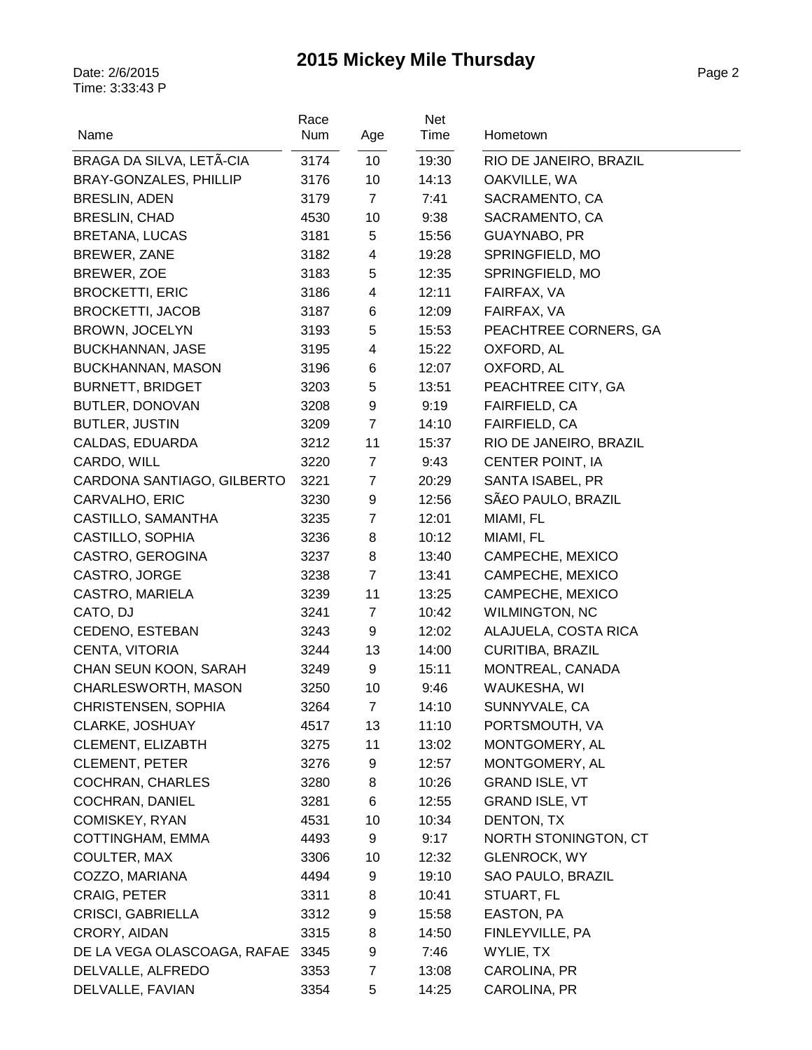# 2015 Mickey Mile Thursday

Date: 2/6/2015
Time: 3:33:43 P

| Name | Race Num | Age | Net Time | Hometown |
|---|---|---|---|---|
| BRAGA DA SILVA, LETÃ-CIA | 3174 | 10 | 19:30 | RIO DE JANEIRO, BRAZIL |
| BRAY-GONZALES, PHILLIP | 3176 | 10 | 14:13 | OAKVILLE, WA |
| BRESLIN, ADEN | 3179 | 7 | 7:41 | SACRAMENTO, CA |
| BRESLIN, CHAD | 4530 | 10 | 9:38 | SACRAMENTO, CA |
| BRETANA, LUCAS | 3181 | 5 | 15:56 | GUAYNABO, PR |
| BREWER, ZANE | 3182 | 4 | 19:28 | SPRINGFIELD, MO |
| BREWER, ZOE | 3183 | 5 | 12:35 | SPRINGFIELD, MO |
| BROCKETTI, ERIC | 3186 | 4 | 12:11 | FAIRFAX, VA |
| BROCKETTI, JACOB | 3187 | 6 | 12:09 | FAIRFAX, VA |
| BROWN, JOCELYN | 3193 | 5 | 15:53 | PEACHTREE CORNERS, GA |
| BUCKHANNAN, JASE | 3195 | 4 | 15:22 | OXFORD, AL |
| BUCKHANNAN, MASON | 3196 | 6 | 12:07 | OXFORD, AL |
| BURNETT, BRIDGET | 3203 | 5 | 13:51 | PEACHTREE CITY, GA |
| BUTLER, DONOVAN | 3208 | 9 | 9:19 | FAIRFIELD, CA |
| BUTLER, JUSTIN | 3209 | 7 | 14:10 | FAIRFIELD, CA |
| CALDAS, EDUARDA | 3212 | 11 | 15:37 | RIO DE JANEIRO, BRAZIL |
| CARDO, WILL | 3220 | 7 | 9:43 | CENTER POINT, IA |
| CARDONA SANTIAGO, GILBERTO | 3221 | 7 | 20:29 | SANTA ISABEL, PR |
| CARVALHO, ERIC | 3230 | 9 | 12:56 | SÃ£O PAULO, BRAZIL |
| CASTILLO, SAMANTHA | 3235 | 7 | 12:01 | MIAMI, FL |
| CASTILLO, SOPHIA | 3236 | 8 | 10:12 | MIAMI, FL |
| CASTRO, GEROGINA | 3237 | 8 | 13:40 | CAMPECHE, MEXICO |
| CASTRO, JORGE | 3238 | 7 | 13:41 | CAMPECHE, MEXICO |
| CASTRO, MARIELA | 3239 | 11 | 13:25 | CAMPECHE, MEXICO |
| CATO, DJ | 3241 | 7 | 10:42 | WILMINGTON, NC |
| CEDENO, ESTEBAN | 3243 | 9 | 12:02 | ALAJUELA, COSTA RICA |
| CENTA, VITORIA | 3244 | 13 | 14:00 | CURITIBA, BRAZIL |
| CHAN SEUN KOON, SARAH | 3249 | 9 | 15:11 | MONTREAL, CANADA |
| CHARLESWORTH, MASON | 3250 | 10 | 9:46 | WAUKESHA, WI |
| CHRISTENSEN, SOPHIA | 3264 | 7 | 14:10 | SUNNYVALE, CA |
| CLARKE, JOSHUAY | 4517 | 13 | 11:10 | PORTSMOUTH, VA |
| CLEMENT, ELIZABTH | 3275 | 11 | 13:02 | MONTGOMERY, AL |
| CLEMENT, PETER | 3276 | 9 | 12:57 | MONTGOMERY, AL |
| COCHRAN, CHARLES | 3280 | 8 | 10:26 | GRAND ISLE, VT |
| COCHRAN, DANIEL | 3281 | 6 | 12:55 | GRAND ISLE, VT |
| COMISKEY, RYAN | 4531 | 10 | 10:34 | DENTON, TX |
| COTTINGHAM, EMMA | 4493 | 9 | 9:17 | NORTH STONINGTON, CT |
| COULTER, MAX | 3306 | 10 | 12:32 | GLENROCK, WY |
| COZZO, MARIANA | 4494 | 9 | 19:10 | SAO PAULO, BRAZIL |
| CRAIG, PETER | 3311 | 8 | 10:41 | STUART, FL |
| CRISCI, GABRIELLA | 3312 | 9 | 15:58 | EASTON, PA |
| CRORY, AIDAN | 3315 | 8 | 14:50 | FINLEYVILLE, PA |
| DE LA VEGA OLASCOAGA, RAFAE | 3345 | 9 | 7:46 | WYLIE, TX |
| DELVALLE, ALFREDO | 3353 | 7 | 13:08 | CAROLINA, PR |
| DELVALLE, FAVIAN | 3354 | 5 | 14:25 | CAROLINA, PR |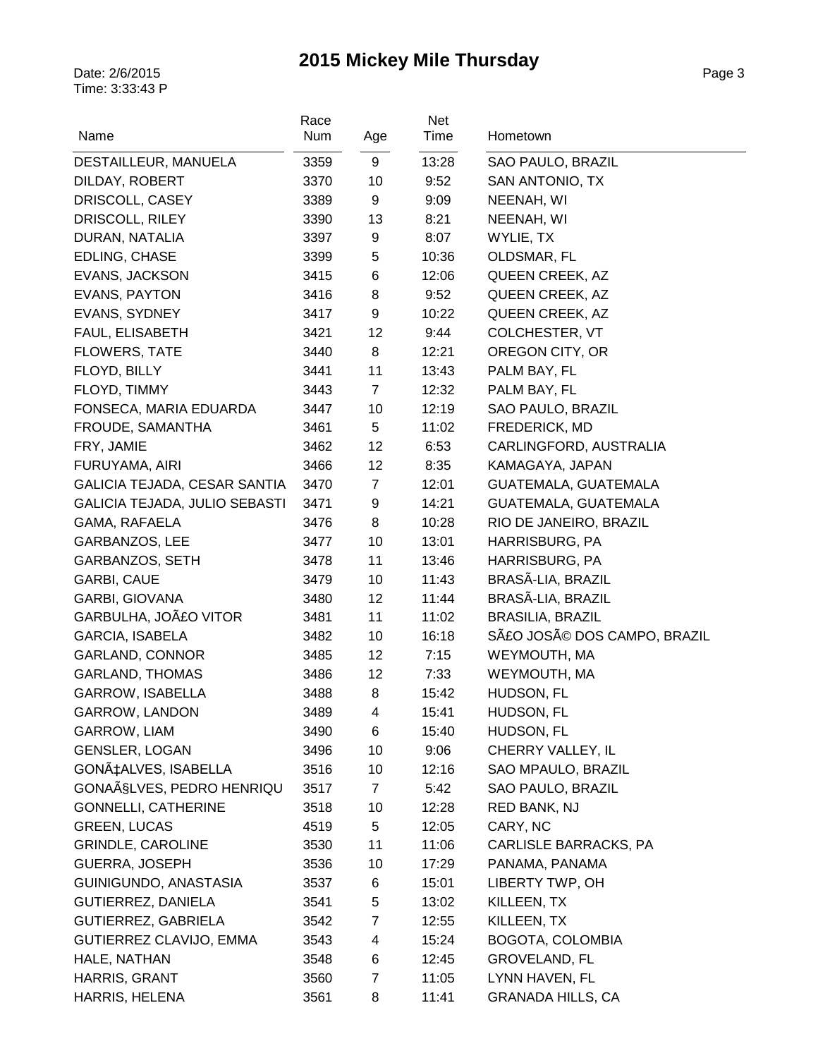# 2015 Mickey Mile Thursday

Date: 2/6/2015
Time: 3:33:43 P

| Name | Race Num | Age | Net Time | Hometown |
|---|---|---|---|---|
| DESTAILLEUR, MANUELA | 3359 | 9 | 13:28 | SAO PAULO, BRAZIL |
| DILDAY, ROBERT | 3370 | 10 | 9:52 | SAN ANTONIO, TX |
| DRISCOLL, CASEY | 3389 | 9 | 9:09 | NEENAH, WI |
| DRISCOLL, RILEY | 3390 | 13 | 8:21 | NEENAH, WI |
| DURAN, NATALIA | 3397 | 9 | 8:07 | WYLIE, TX |
| EDLING, CHASE | 3399 | 5 | 10:36 | OLDSMAR, FL |
| EVANS, JACKSON | 3415 | 6 | 12:06 | QUEEN CREEK, AZ |
| EVANS, PAYTON | 3416 | 8 | 9:52 | QUEEN CREEK, AZ |
| EVANS, SYDNEY | 3417 | 9 | 10:22 | QUEEN CREEK, AZ |
| FAUL, ELISABETH | 3421 | 12 | 9:44 | COLCHESTER, VT |
| FLOWERS, TATE | 3440 | 8 | 12:21 | OREGON CITY, OR |
| FLOYD, BILLY | 3441 | 11 | 13:43 | PALM BAY, FL |
| FLOYD, TIMMY | 3443 | 7 | 12:32 | PALM BAY, FL |
| FONSECA, MARIA EDUARDA | 3447 | 10 | 12:19 | SAO PAULO, BRAZIL |
| FROUDE, SAMANTHA | 3461 | 5 | 11:02 | FREDERICK, MD |
| FRY, JAMIE | 3462 | 12 | 6:53 | CARLINGFORD, AUSTRALIA |
| FURUYAMA, AIRI | 3466 | 12 | 8:35 | KAMAGAYA, JAPAN |
| GALICIA TEJADA, CESAR SANTIA | 3470 | 7 | 12:01 | GUATEMALA, GUATEMALA |
| GALICIA TEJADA, JULIO SEBASTI | 3471 | 9 | 14:21 | GUATEMALA, GUATEMALA |
| GAMA, RAFAELA | 3476 | 8 | 10:28 | RIO DE JANEIRO, BRAZIL |
| GARBANZOS, LEE | 3477 | 10 | 13:01 | HARRISBURG, PA |
| GARBANZOS, SETH | 3478 | 11 | 13:46 | HARRISBURG, PA |
| GARBI, CAUE | 3479 | 10 | 11:43 | BRASÃ-LIA, BRAZIL |
| GARBI, GIOVANA | 3480 | 12 | 11:44 | BRASÃ-LIA, BRAZIL |
| GARBULHA, JOÃ£O VITOR | 3481 | 11 | 11:02 | BRASILIA, BRAZIL |
| GARCIA, ISABELA | 3482 | 10 | 16:18 | SÃ£O JOSÃ© DOS CAMPO, BRAZIL |
| GARLAND, CONNOR | 3485 | 12 | 7:15 | WEYMOUTH, MA |
| GARLAND, THOMAS | 3486 | 12 | 7:33 | WEYMOUTH, MA |
| GARROW, ISABELLA | 3488 | 8 | 15:42 | HUDSON, FL |
| GARROW, LANDON | 3489 | 4 | 15:41 | HUDSON, FL |
| GARROW, LIAM | 3490 | 6 | 15:40 | HUDSON, FL |
| GENSLER, LOGAN | 3496 | 10 | 9:06 | CHERRY VALLEY, IL |
| GONÃ‡ALVES, ISABELLA | 3516 | 10 | 12:16 | SAO MPAULO, BRAZIL |
| GONAÃ§LVES, PEDRO HENRIQU | 3517 | 7 | 5:42 | SAO PAULO, BRAZIL |
| GONNELLI, CATHERINE | 3518 | 10 | 12:28 | RED BANK, NJ |
| GREEN, LUCAS | 4519 | 5 | 12:05 | CARY, NC |
| GRINDLE, CAROLINE | 3530 | 11 | 11:06 | CARLISLE BARRACKS, PA |
| GUERRA, JOSEPH | 3536 | 10 | 17:29 | PANAMA, PANAMA |
| GUINIGUNDO, ANASTASIA | 3537 | 6 | 15:01 | LIBERTY TWP, OH |
| GUTIERREZ, DANIELA | 3541 | 5 | 13:02 | KILLEEN, TX |
| GUTIERREZ, GABRIELA | 3542 | 7 | 12:55 | KILLEEN, TX |
| GUTIERREZ CLAVIJO, EMMA | 3543 | 4 | 15:24 | BOGOTA, COLOMBIA |
| HALE, NATHAN | 3548 | 6 | 12:45 | GROVELAND, FL |
| HARRIS, GRANT | 3560 | 7 | 11:05 | LYNN HAVEN, FL |
| HARRIS, HELENA | 3561 | 8 | 11:41 | GRANADA HILLS, CA |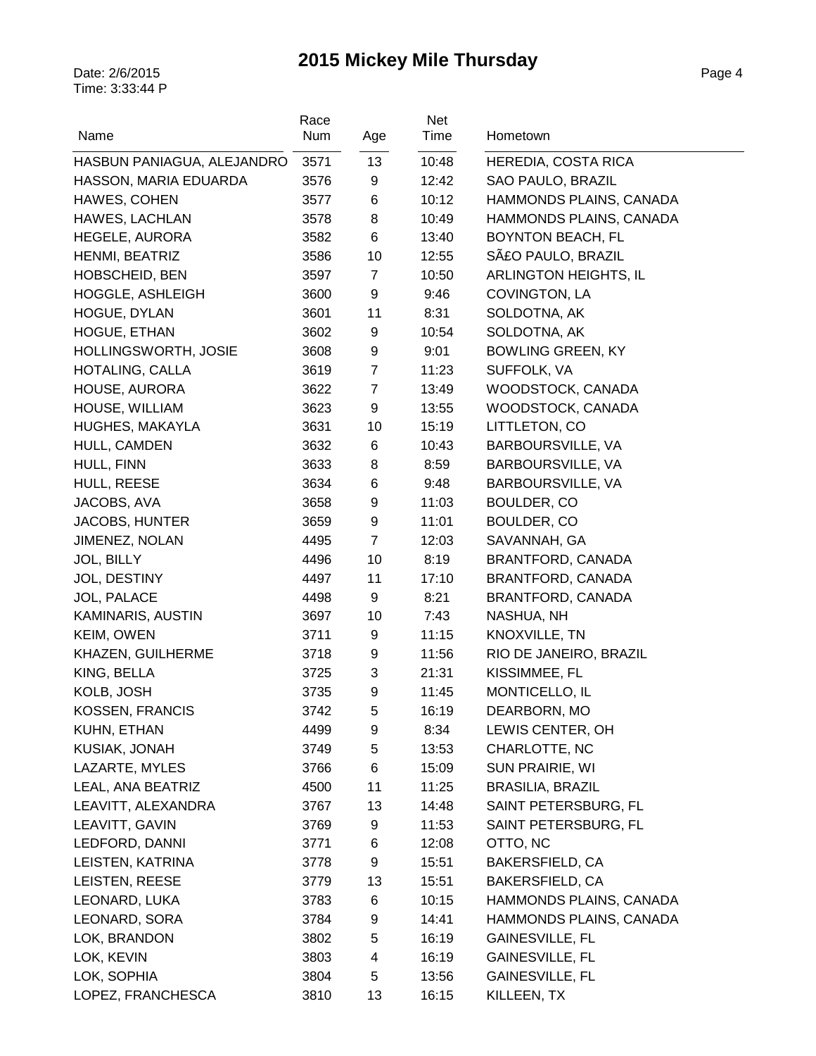# 2015 Mickey Mile Thursday

Date: 2/6/2015
Time: 3:33:44 P

| Name | Race Num | Age | Net Time | Hometown |
|---|---|---|---|---|
| HASBUN PANIAGUA, ALEJANDRO | 3571 | 13 | 10:48 | HEREDIA, COSTA RICA |
| HASSON, MARIA EDUARDA | 3576 | 9 | 12:42 | SAO PAULO, BRAZIL |
| HAWES, COHEN | 3577 | 6 | 10:12 | HAMMONDS PLAINS, CANADA |
| HAWES, LACHLAN | 3578 | 8 | 10:49 | HAMMONDS PLAINS, CANADA |
| HEGELE, AURORA | 3582 | 6 | 13:40 | BOYNTON BEACH, FL |
| HENMI, BEATRIZ | 3586 | 10 | 12:55 | SÃ£O PAULO, BRAZIL |
| HOBSCHEID, BEN | 3597 | 7 | 10:50 | ARLINGTON HEIGHTS, IL |
| HOGGLE, ASHLEIGH | 3600 | 9 | 9:46 | COVINGTON, LA |
| HOGUE, DYLAN | 3601 | 11 | 8:31 | SOLDOTNA, AK |
| HOGUE, ETHAN | 3602 | 9 | 10:54 | SOLDOTNA, AK |
| HOLLINGSWORTH, JOSIE | 3608 | 9 | 9:01 | BOWLING GREEN, KY |
| HOTALING, CALLA | 3619 | 7 | 11:23 | SUFFOLK, VA |
| HOUSE, AURORA | 3622 | 7 | 13:49 | WOODSTOCK, CANADA |
| HOUSE, WILLIAM | 3623 | 9 | 13:55 | WOODSTOCK, CANADA |
| HUGHES, MAKAYLA | 3631 | 10 | 15:19 | LITTLETON, CO |
| HULL, CAMDEN | 3632 | 6 | 10:43 | BARBOURSVILLE, VA |
| HULL, FINN | 3633 | 8 | 8:59 | BARBOURSVILLE, VA |
| HULL, REESE | 3634 | 6 | 9:48 | BARBOURSVILLE, VA |
| JACOBS, AVA | 3658 | 9 | 11:03 | BOULDER, CO |
| JACOBS, HUNTER | 3659 | 9 | 11:01 | BOULDER, CO |
| JIMENEZ, NOLAN | 4495 | 7 | 12:03 | SAVANNAH, GA |
| JOL, BILLY | 4496 | 10 | 8:19 | BRANTFORD, CANADA |
| JOL, DESTINY | 4497 | 11 | 17:10 | BRANTFORD, CANADA |
| JOL, PALACE | 4498 | 9 | 8:21 | BRANTFORD, CANADA |
| KAMINARIS, AUSTIN | 3697 | 10 | 7:43 | NASHUA, NH |
| KEIM, OWEN | 3711 | 9 | 11:15 | KNOXVILLE, TN |
| KHAZEN, GUILHERME | 3718 | 9 | 11:56 | RIO DE JANEIRO, BRAZIL |
| KING, BELLA | 3725 | 3 | 21:31 | KISSIMMEE, FL |
| KOLB, JOSH | 3735 | 9 | 11:45 | MONTICELLO, IL |
| KOSSEN, FRANCIS | 3742 | 5 | 16:19 | DEARBORN, MO |
| KUHN, ETHAN | 4499 | 9 | 8:34 | LEWIS CENTER, OH |
| KUSIAK, JONAH | 3749 | 5 | 13:53 | CHARLOTTE, NC |
| LAZARTE, MYLES | 3766 | 6 | 15:09 | SUN PRAIRIE, WI |
| LEAL, ANA BEATRIZ | 4500 | 11 | 11:25 | BRASILIA, BRAZIL |
| LEAVITT, ALEXANDRA | 3767 | 13 | 14:48 | SAINT PETERSBURG, FL |
| LEAVITT, GAVIN | 3769 | 9 | 11:53 | SAINT PETERSBURG, FL |
| LEDFORD, DANNI | 3771 | 6 | 12:08 | OTTO, NC |
| LEISTEN, KATRINA | 3778 | 9 | 15:51 | BAKERSFIELD, CA |
| LEISTEN, REESE | 3779 | 13 | 15:51 | BAKERSFIELD, CA |
| LEONARD, LUKA | 3783 | 6 | 10:15 | HAMMONDS PLAINS, CANADA |
| LEONARD, SORA | 3784 | 9 | 14:41 | HAMMONDS PLAINS, CANADA |
| LOK, BRANDON | 3802 | 5 | 16:19 | GAINESVILLE, FL |
| LOK, KEVIN | 3803 | 4 | 16:19 | GAINESVILLE, FL |
| LOK, SOPHIA | 3804 | 5 | 13:56 | GAINESVILLE, FL |
| LOPEZ, FRANCHESCA | 3810 | 13 | 16:15 | KILLEEN, TX |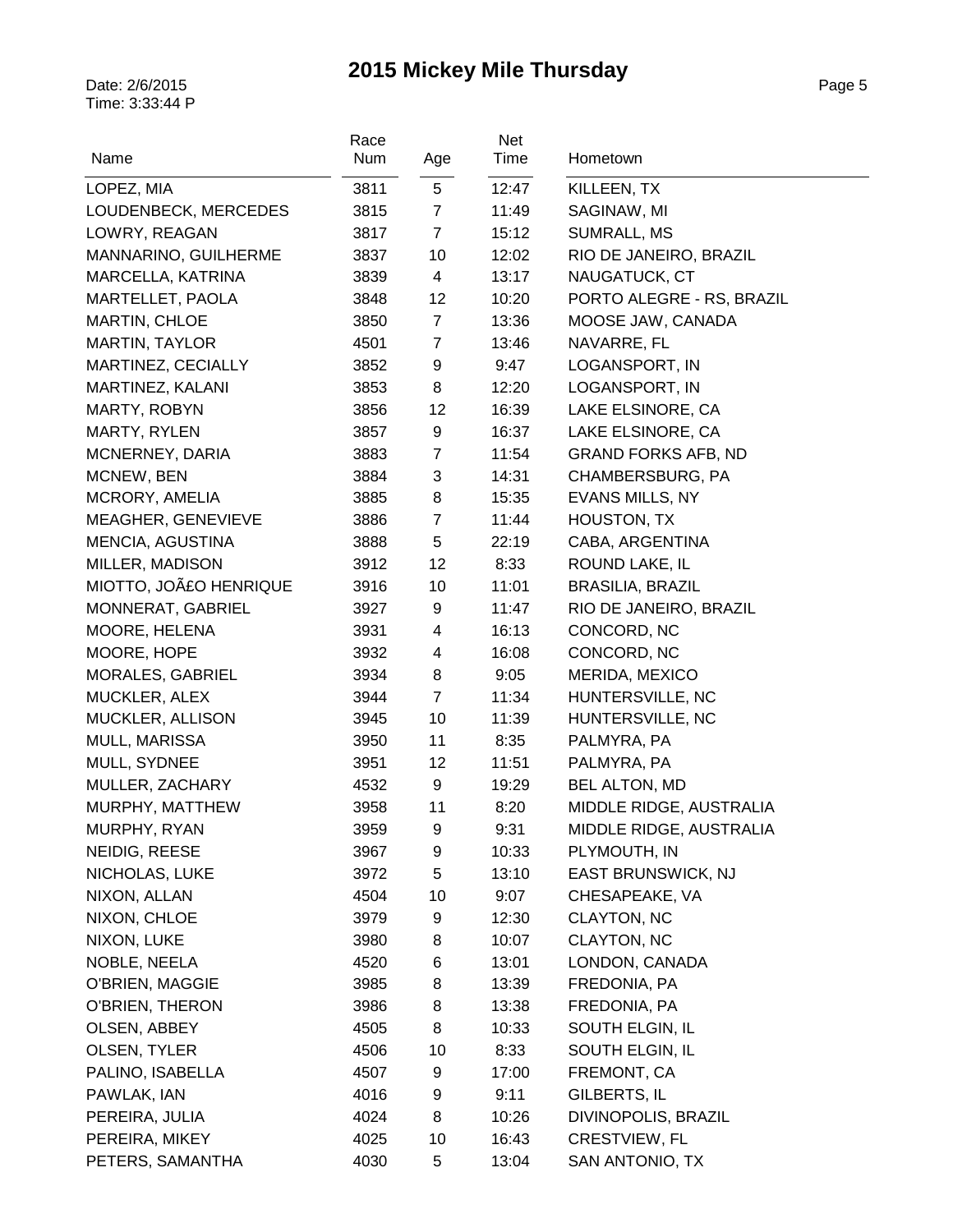# 2015 Mickey Mile Thursday

Date: 2/6/2015
Time: 3:33:44 P

| Name | Race Num | Age | Net Time | Hometown |
|---|---|---|---|---|
| LOPEZ, MIA | 3811 | 5 | 12:47 | KILLEEN, TX |
| LOUDENBECK, MERCEDES | 3815 | 7 | 11:49 | SAGINAW, MI |
| LOWRY, REAGAN | 3817 | 7 | 15:12 | SUMRALL, MS |
| MANNARINO, GUILHERME | 3837 | 10 | 12:02 | RIO DE JANEIRO, BRAZIL |
| MARCELLA, KATRINA | 3839 | 4 | 13:17 | NAUGATUCK, CT |
| MARTELLET, PAOLA | 3848 | 12 | 10:20 | PORTO ALEGRE - RS, BRAZIL |
| MARTIN, CHLOE | 3850 | 7 | 13:36 | MOOSE JAW, CANADA |
| MARTIN, TAYLOR | 4501 | 7 | 13:46 | NAVARRE, FL |
| MARTINEZ, CECIALLY | 3852 | 9 | 9:47 | LOGANSPORT, IN |
| MARTINEZ, KALANI | 3853 | 8 | 12:20 | LOGANSPORT, IN |
| MARTY, ROBYN | 3856 | 12 | 16:39 | LAKE ELSINORE, CA |
| MARTY, RYLEN | 3857 | 9 | 16:37 | LAKE ELSINORE, CA |
| MCNERNEY, DARIA | 3883 | 7 | 11:54 | GRAND FORKS AFB, ND |
| MCNEW, BEN | 3884 | 3 | 14:31 | CHAMBERSBURG, PA |
| MCRORY, AMELIA | 3885 | 8 | 15:35 | EVANS MILLS, NY |
| MEAGHER, GENEVIEVE | 3886 | 7 | 11:44 | HOUSTON, TX |
| MENCIA, AGUSTINA | 3888 | 5 | 22:19 | CABA, ARGENTINA |
| MILLER, MADISON | 3912 | 12 | 8:33 | ROUND LAKE, IL |
| MIOTTO, JOÃ£O HENRIQUE | 3916 | 10 | 11:01 | BRASILIA, BRAZIL |
| MONNERAT, GABRIEL | 3927 | 9 | 11:47 | RIO DE JANEIRO, BRAZIL |
| MOORE, HELENA | 3931 | 4 | 16:13 | CONCORD, NC |
| MOORE, HOPE | 3932 | 4 | 16:08 | CONCORD, NC |
| MORALES, GABRIEL | 3934 | 8 | 9:05 | MERIDA, MEXICO |
| MUCKLER, ALEX | 3944 | 7 | 11:34 | HUNTERSVILLE, NC |
| MUCKLER, ALLISON | 3945 | 10 | 11:39 | HUNTERSVILLE, NC |
| MULL, MARISSA | 3950 | 11 | 8:35 | PALMYRA, PA |
| MULL, SYDNEE | 3951 | 12 | 11:51 | PALMYRA, PA |
| MULLER, ZACHARY | 4532 | 9 | 19:29 | BEL ALTON, MD |
| MURPHY, MATTHEW | 3958 | 11 | 8:20 | MIDDLE RIDGE, AUSTRALIA |
| MURPHY, RYAN | 3959 | 9 | 9:31 | MIDDLE RIDGE, AUSTRALIA |
| NEIDIG, REESE | 3967 | 9 | 10:33 | PLYMOUTH, IN |
| NICHOLAS, LUKE | 3972 | 5 | 13:10 | EAST BRUNSWICK, NJ |
| NIXON, ALLAN | 4504 | 10 | 9:07 | CHESAPEAKE, VA |
| NIXON, CHLOE | 3979 | 9 | 12:30 | CLAYTON, NC |
| NIXON, LUKE | 3980 | 8 | 10:07 | CLAYTON, NC |
| NOBLE, NEELA | 4520 | 6 | 13:01 | LONDON, CANADA |
| O'BRIEN, MAGGIE | 3985 | 8 | 13:39 | FREDONIA, PA |
| O'BRIEN, THERON | 3986 | 8 | 13:38 | FREDONIA, PA |
| OLSEN, ABBEY | 4505 | 8 | 10:33 | SOUTH ELGIN, IL |
| OLSEN, TYLER | 4506 | 10 | 8:33 | SOUTH ELGIN, IL |
| PALINO, ISABELLA | 4507 | 9 | 17:00 | FREMONT, CA |
| PAWLAK, IAN | 4016 | 9 | 9:11 | GILBERTS, IL |
| PEREIRA, JULIA | 4024 | 8 | 10:26 | DIVINOPOLIS, BRAZIL |
| PEREIRA, MIKEY | 4025 | 10 | 16:43 | CRESTVIEW, FL |
| PETERS, SAMANTHA | 4030 | 5 | 13:04 | SAN ANTONIO, TX |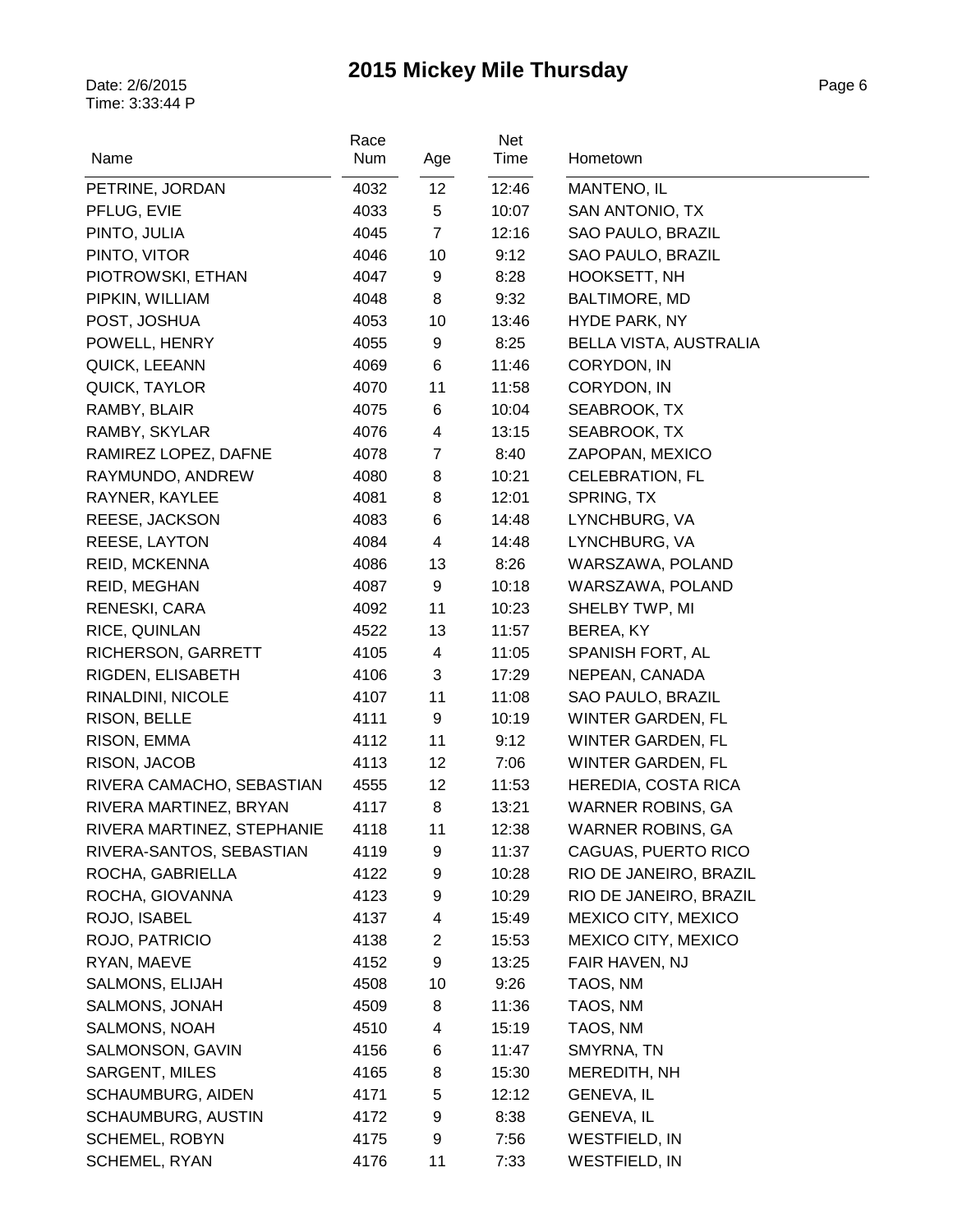# 2015 Mickey Mile Thursday

Date: 2/6/2015
Time: 3:33:44 P

| Name | Race Num | Age | Net Time | Hometown |
|---|---|---|---|---|
| PETRINE, JORDAN | 4032 | 12 | 12:46 | MANTENO, IL |
| PFLUG, EVIE | 4033 | 5 | 10:07 | SAN ANTONIO, TX |
| PINTO, JULIA | 4045 | 7 | 12:16 | SAO PAULO, BRAZIL |
| PINTO, VITOR | 4046 | 10 | 9:12 | SAO PAULO, BRAZIL |
| PIOTROWSKI, ETHAN | 4047 | 9 | 8:28 | HOOKSETT, NH |
| PIPKIN, WILLIAM | 4048 | 8 | 9:32 | BALTIMORE, MD |
| POST, JOSHUA | 4053 | 10 | 13:46 | HYDE PARK, NY |
| POWELL, HENRY | 4055 | 9 | 8:25 | BELLA VISTA, AUSTRALIA |
| QUICK, LEEANN | 4069 | 6 | 11:46 | CORYDON, IN |
| QUICK, TAYLOR | 4070 | 11 | 11:58 | CORYDON, IN |
| RAMBY, BLAIR | 4075 | 6 | 10:04 | SEABROOK, TX |
| RAMBY, SKYLAR | 4076 | 4 | 13:15 | SEABROOK, TX |
| RAMIREZ LOPEZ, DAFNE | 4078 | 7 | 8:40 | ZAPOPAN, MEXICO |
| RAYMUNDO, ANDREW | 4080 | 8 | 10:21 | CELEBRATION, FL |
| RAYNER, KAYLEE | 4081 | 8 | 12:01 | SPRING, TX |
| REESE, JACKSON | 4083 | 6 | 14:48 | LYNCHBURG, VA |
| REESE, LAYTON | 4084 | 4 | 14:48 | LYNCHBURG, VA |
| REID, MCKENNA | 4086 | 13 | 8:26 | WARSZAWA, POLAND |
| REID, MEGHAN | 4087 | 9 | 10:18 | WARSZAWA, POLAND |
| RENESKI, CARA | 4092 | 11 | 10:23 | SHELBY TWP, MI |
| RICE, QUINLAN | 4522 | 13 | 11:57 | BEREA, KY |
| RICHERSON, GARRETT | 4105 | 4 | 11:05 | SPANISH FORT, AL |
| RIGDEN, ELISABETH | 4106 | 3 | 17:29 | NEPEAN, CANADA |
| RINALDINI, NICOLE | 4107 | 11 | 11:08 | SAO PAULO, BRAZIL |
| RISON, BELLE | 4111 | 9 | 10:19 | WINTER GARDEN, FL |
| RISON, EMMA | 4112 | 11 | 9:12 | WINTER GARDEN, FL |
| RISON, JACOB | 4113 | 12 | 7:06 | WINTER GARDEN, FL |
| RIVERA CAMACHO, SEBASTIAN | 4555 | 12 | 11:53 | HEREDIA, COSTA RICA |
| RIVERA MARTINEZ, BRYAN | 4117 | 8 | 13:21 | WARNER ROBINS, GA |
| RIVERA MARTINEZ, STEPHANIE | 4118 | 11 | 12:38 | WARNER ROBINS, GA |
| RIVERA-SANTOS, SEBASTIAN | 4119 | 9 | 11:37 | CAGUAS, PUERTO RICO |
| ROCHA, GABRIELLA | 4122 | 9 | 10:28 | RIO DE JANEIRO, BRAZIL |
| ROCHA, GIOVANNA | 4123 | 9 | 10:29 | RIO DE JANEIRO, BRAZIL |
| ROJO, ISABEL | 4137 | 4 | 15:49 | MEXICO CITY, MEXICO |
| ROJO, PATRICIO | 4138 | 2 | 15:53 | MEXICO CITY, MEXICO |
| RYAN, MAEVE | 4152 | 9 | 13:25 | FAIR HAVEN, NJ |
| SALMONS, ELIJAH | 4508 | 10 | 9:26 | TAOS, NM |
| SALMONS, JONAH | 4509 | 8 | 11:36 | TAOS, NM |
| SALMONS, NOAH | 4510 | 4 | 15:19 | TAOS, NM |
| SALMONSON, GAVIN | 4156 | 6 | 11:47 | SMYRNA, TN |
| SARGENT, MILES | 4165 | 8 | 15:30 | MEREDITH, NH |
| SCHAUMBURG, AIDEN | 4171 | 5 | 12:12 | GENEVA, IL |
| SCHAUMBURG, AUSTIN | 4172 | 9 | 8:38 | GENEVA, IL |
| SCHEMEL, ROBYN | 4175 | 9 | 7:56 | WESTFIELD, IN |
| SCHEMEL, RYAN | 4176 | 11 | 7:33 | WESTFIELD, IN |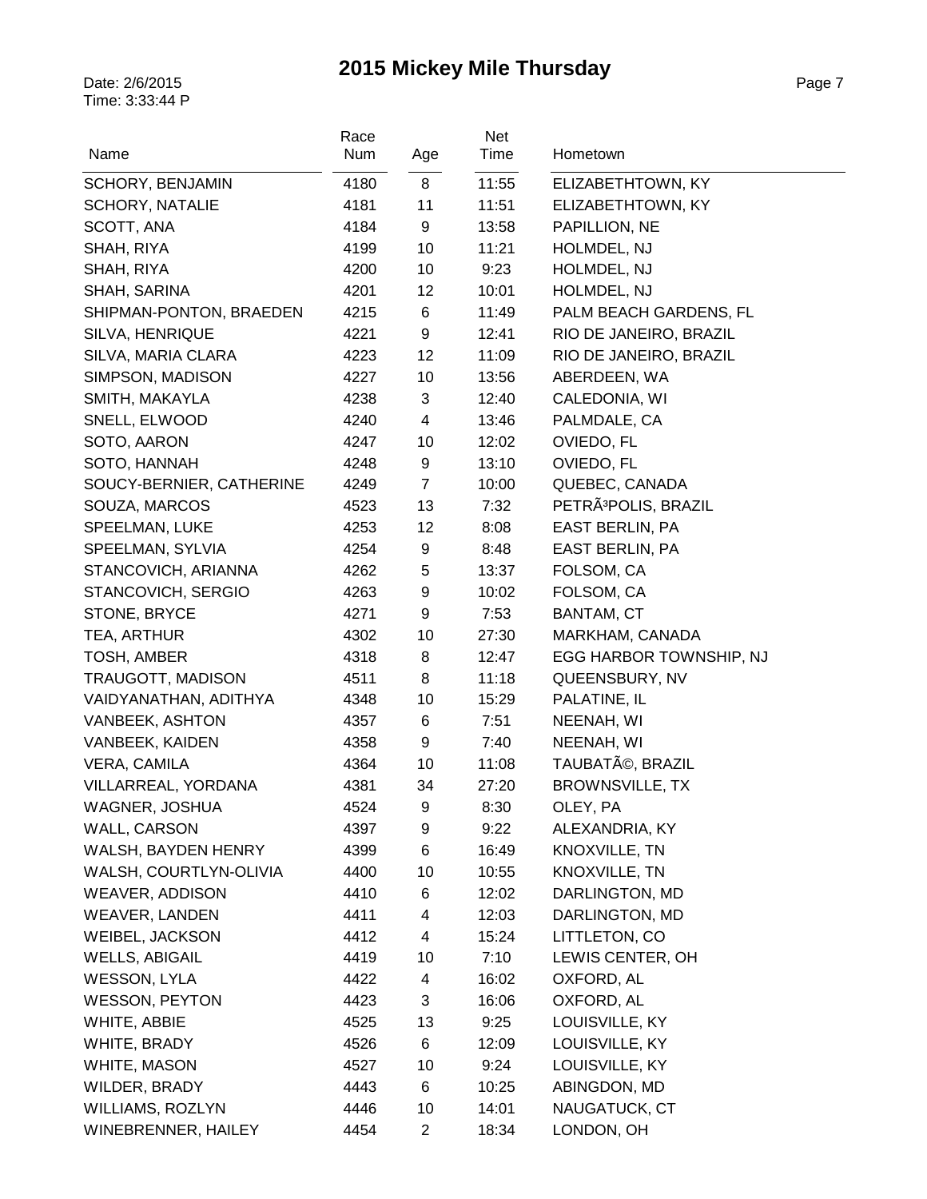# 2015 Mickey Mile Thursday

Date: 2/6/2015
Time: 3:33:44 P

| Name | Race Num | Age | Net Time | Hometown |
|---|---|---|---|---|
| SCHORY, BENJAMIN | 4180 | 8 | 11:55 | ELIZABETHTOWN, KY |
| SCHORY, NATALIE | 4181 | 11 | 11:51 | ELIZABETHTOWN, KY |
| SCOTT, ANA | 4184 | 9 | 13:58 | PAPILLION, NE |
| SHAH, RIYA | 4199 | 10 | 11:21 | HOLMDEL, NJ |
| SHAH, RIYA | 4200 | 10 | 9:23 | HOLMDEL, NJ |
| SHAH, SARINA | 4201 | 12 | 10:01 | HOLMDEL, NJ |
| SHIPMAN-PONTON, BRAEDEN | 4215 | 6 | 11:49 | PALM BEACH GARDENS, FL |
| SILVA, HENRIQUE | 4221 | 9 | 12:41 | RIO DE JANEIRO, BRAZIL |
| SILVA, MARIA CLARA | 4223 | 12 | 11:09 | RIO DE JANEIRO, BRAZIL |
| SIMPSON, MADISON | 4227 | 10 | 13:56 | ABERDEEN, WA |
| SMITH, MAKAYLA | 4238 | 3 | 12:40 | CALEDONIA, WI |
| SNELL, ELWOOD | 4240 | 4 | 13:46 | PALMDALE, CA |
| SOTO, AARON | 4247 | 10 | 12:02 | OVIEDO, FL |
| SOTO, HANNAH | 4248 | 9 | 13:10 | OVIEDO, FL |
| SOUCY-BERNIER, CATHERINE | 4249 | 7 | 10:00 | QUEBEC, CANADA |
| SOUZA, MARCOS | 4523 | 13 | 7:32 | PETRÃ³POLIS, BRAZIL |
| SPEELMAN, LUKE | 4253 | 12 | 8:08 | EAST BERLIN, PA |
| SPEELMAN, SYLVIA | 4254 | 9 | 8:48 | EAST BERLIN, PA |
| STANCOVICH, ARIANNA | 4262 | 5 | 13:37 | FOLSOM, CA |
| STANCOVICH, SERGIO | 4263 | 9 | 10:02 | FOLSOM, CA |
| STONE, BRYCE | 4271 | 9 | 7:53 | BANTAM, CT |
| TEA, ARTHUR | 4302 | 10 | 27:30 | MARKHAM, CANADA |
| TOSH, AMBER | 4318 | 8 | 12:47 | EGG HARBOR TOWNSHIP, NJ |
| TRAUGOTT, MADISON | 4511 | 8 | 11:18 | QUEENSBURY, NV |
| VAIDYANATHAN, ADITHYA | 4348 | 10 | 15:29 | PALATINE, IL |
| VANBEEK, ASHTON | 4357 | 6 | 7:51 | NEENAH, WI |
| VANBEEK, KAIDEN | 4358 | 9 | 7:40 | NEENAH, WI |
| VERA, CAMILA | 4364 | 10 | 11:08 | TAUBATÃ©, BRAZIL |
| VILLARREAL, YORDANA | 4381 | 34 | 27:20 | BROWNSVILLE, TX |
| WAGNER, JOSHUA | 4524 | 9 | 8:30 | OLEY, PA |
| WALL, CARSON | 4397 | 9 | 9:22 | ALEXANDRIA, KY |
| WALSH, BAYDEN HENRY | 4399 | 6 | 16:49 | KNOXVILLE, TN |
| WALSH, COURTLYN-OLIVIA | 4400 | 10 | 10:55 | KNOXVILLE, TN |
| WEAVER, ADDISON | 4410 | 6 | 12:02 | DARLINGTON, MD |
| WEAVER, LANDEN | 4411 | 4 | 12:03 | DARLINGTON, MD |
| WEIBEL, JACKSON | 4412 | 4 | 15:24 | LITTLETON, CO |
| WELLS, ABIGAIL | 4419 | 10 | 7:10 | LEWIS CENTER, OH |
| WESSON, LYLA | 4422 | 4 | 16:02 | OXFORD, AL |
| WESSON, PEYTON | 4423 | 3 | 16:06 | OXFORD, AL |
| WHITE, ABBIE | 4525 | 13 | 9:25 | LOUISVILLE, KY |
| WHITE, BRADY | 4526 | 6 | 12:09 | LOUISVILLE, KY |
| WHITE, MASON | 4527 | 10 | 9:24 | LOUISVILLE, KY |
| WILDER, BRADY | 4443 | 6 | 10:25 | ABINGDON, MD |
| WILLIAMS, ROZLYN | 4446 | 10 | 14:01 | NAUGATUCK, CT |
| WINEBRENNER, HAILEY | 4454 | 2 | 18:34 | LONDON, OH |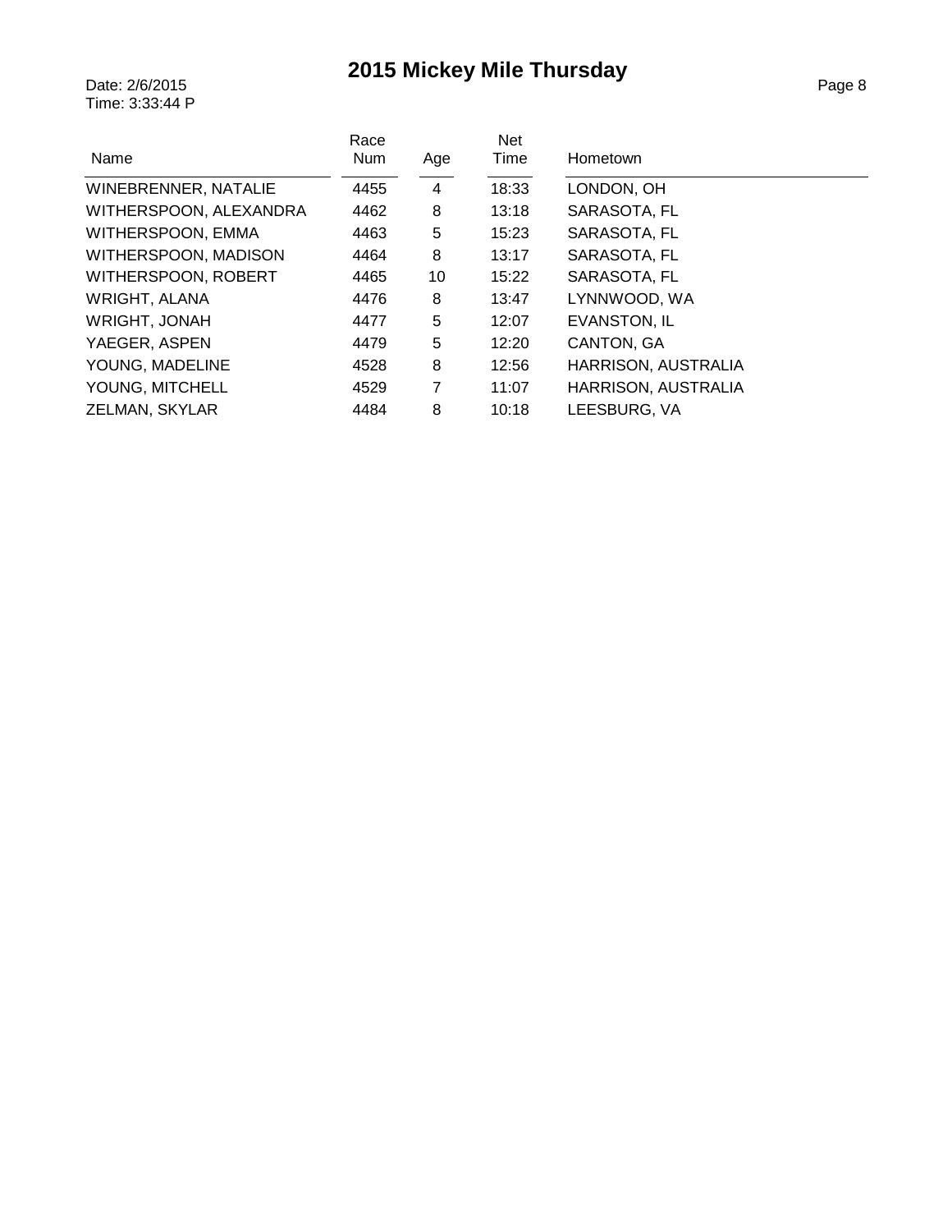# 2015 Mickey Mile Thursday

Date: 2/6/2015
Time: 3:33:44 P

| Name | Race Num | Age | Net Time | Hometown |
|---|---|---|---|---|
| WINEBRENNER, NATALIE | 4455 | 4 | 18:33 | LONDON, OH |
| WITHERSPOON, ALEXANDRA | 4462 | 8 | 13:18 | SARASOTA, FL |
| WITHERSPOON, EMMA | 4463 | 5 | 15:23 | SARASOTA, FL |
| WITHERSPOON, MADISON | 4464 | 8 | 13:17 | SARASOTA, FL |
| WITHERSPOON, ROBERT | 4465 | 10 | 15:22 | SARASOTA, FL |
| WRIGHT, ALANA | 4476 | 8 | 13:47 | LYNNWOOD, WA |
| WRIGHT, JONAH | 4477 | 5 | 12:07 | EVANSTON, IL |
| YAEGER, ASPEN | 4479 | 5 | 12:20 | CANTON, GA |
| YOUNG, MADELINE | 4528 | 8 | 12:56 | HARRISON, AUSTRALIA |
| YOUNG, MITCHELL | 4529 | 7 | 11:07 | HARRISON, AUSTRALIA |
| ZELMAN, SKYLAR | 4484 | 8 | 10:18 | LEESBURG, VA |